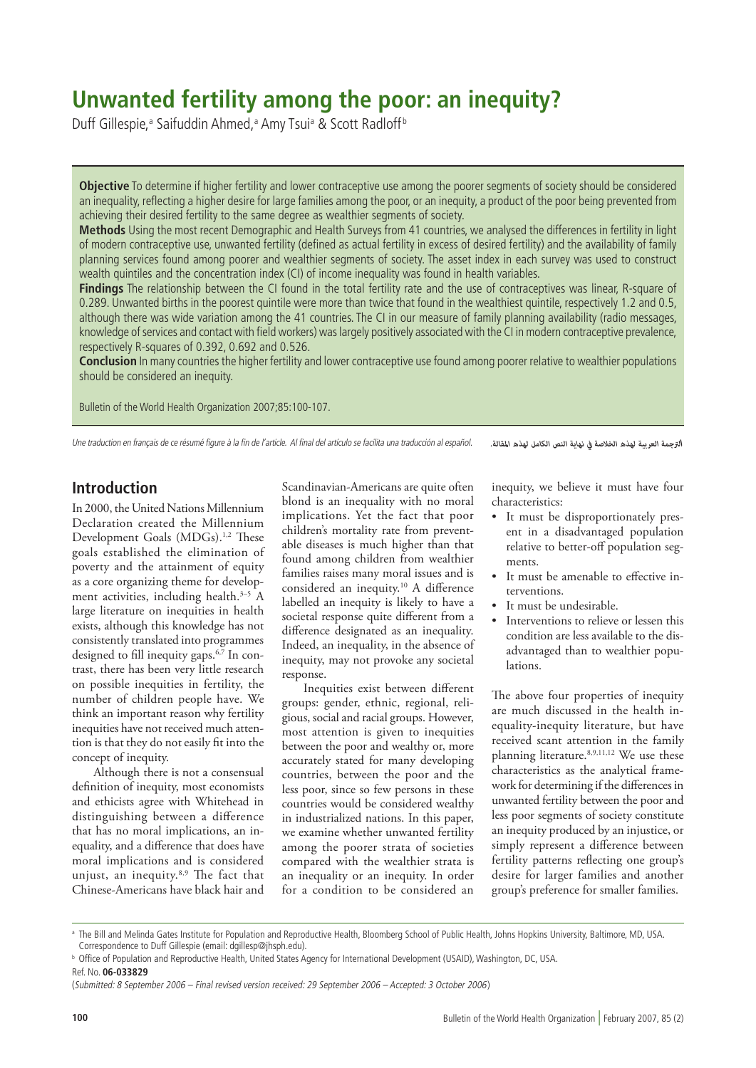# Unwanted fertility among the poor: an inequity?

Duff Gillespie,[a] Saifuddin Ahmed,[a] Amy Tsui[a] & Scott Radloff[b]

**Objective** To determine if higher fertility and lower contraceptive use among the poorer segments of society should be considered an inequality, reflecting a higher desire for large families among the poor, or an inequity, a product of the poor being prevented from achieving their desired fertility to the same degree as wealthier segments of society.

**Methods** Using the most recent Demographic and Health Surveys from 41 countries, we analysed the differences in fertility in light of modern contraceptive use, unwanted fertility (defined as actual fertility in excess of desired fertility) and the availability of family planning services found among poorer and wealthier segments of society. The asset index in each survey was used to construct wealth quintiles and the concentration index (CI) of income inequality was found in health variables.

**Findings** The relationship between the CI found in the total fertility rate and the use of contraceptives was linear, R-square of 0.289. Unwanted births in the poorest quintile were more than twice that found in the wealthiest quintile, respectively 1.2 and 0.5, although there was wide variation among the 41 countries. The CI in our measure of family planning availability (radio messages, knowledge of services and contact with field workers) was largely positively associated with the CI in modern contraceptive prevalence, respectively R-squares of 0.392, 0.692 and 0.526.

**Conclusion** In many countries the higher fertility and lower contraceptive use found among poorer relative to wealthier populations should be considered an inequity.

Bulletin of the World Health Organization 2007;85:100-107.

*Une traduction en français de ce résumé figure à la fin de l'article. Al final del artículo se facilita una traducción al español.* الترجمة العربية لهذه الخلاصة في نهاية النص الكامل لهذه المقالة.

## Introduction

In 2000, the United Nations Millennium Declaration created the Millennium Development Goals (MDGs).[1,2] These goals established the elimination of poverty and the attainment of equity as a core organizing theme for development activities, including health.[3–5] A large literature on inequities in health exists, although this knowledge has not consistently translated into programmes designed to fill inequity gaps.[6,7] In contrast, there has been very little research on possible inequities in fertility, the number of children people have. We think an important reason why fertility inequities have not received much attention is that they do not easily fit into the concept of inequity.

Although there is not a consensual definition of inequity, most economists and ethicists agree with Whitehead in distinguishing between a difference that has no moral implications, an inequality, and a difference that does have moral implications and is considered unjust, an inequity.[8,9] The fact that Chinese-Americans have black hair and Scandinavian-Americans are quite often blond is an inequality with no moral implications. Yet the fact that poor children's mortality rate from preventable diseases is much higher than that found among children from wealthier families raises many moral issues and is considered an inequity.[10] A difference labelled an inequity is likely to have a societal response quite different from a difference designated as an inequality. Indeed, an inequality, in the absence of inequity, may not provoke any societal response.

Inequities exist between different groups: gender, ethnic, regional, religious, social and racial groups. However, most attention is given to inequities between the poor and wealthy or, more accurately stated for many developing countries, between the poor and the less poor, since so few persons in these countries would be considered wealthy in industrialized nations. In this paper, we examine whether unwanted fertility among the poorer strata of societies compared with the wealthier strata is an inequality or an inequity. In order for a condition to be considered an inequity, we believe it must have four characteristics:

- It must be disproportionately present in a disadvantaged population relative to better-off population segments.
- It must be amenable to effective interventions.
- It must be undesirable.
- Interventions to relieve or lessen this condition are less available to the disadvantaged than to wealthier populations.

The above four properties of inequity are much discussed in the health inequality-inequity literature, but have received scant attention in the family planning literature.[8,9,11,12] We use these characteristics as the analytical framework for determining if the differences in unwanted fertility between the poor and less poor segments of society constitute an inequity produced by an injustice, or simply represent a difference between fertility patterns reflecting one group's desire for larger families and another group's preference for smaller families.

---

[a] The Bill and Melinda Gates Institute for Population and Reproductive Health, Bloomberg School of Public Health, Johns Hopkins University, Baltimore, MD, USA. Correspondence to Duff Gillespie (email: dgillesp@jhsph.edu).

[b] Office of Population and Reproductive Health, United States Agency for International Development (USAID), Washington, DC, USA.

Ref. No. **06-033829**

(*Submitted: 8 September 2006 – Final revised version received: 29 September 2006 – Accepted: 3 October 2006*)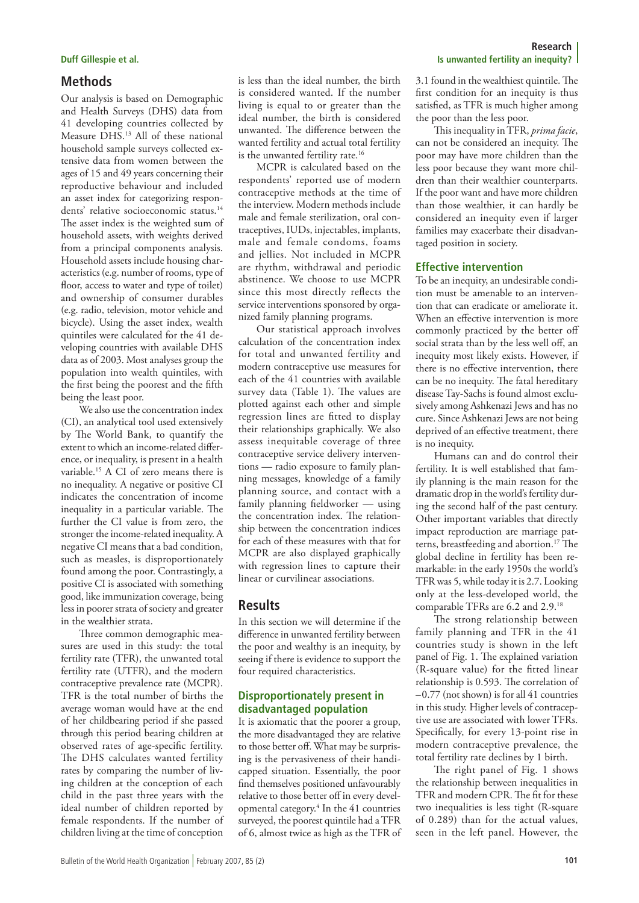## Methods

Our analysis is based on Demographic and Health Surveys (DHS) data from 41 developing countries collected by Measure DHS.[13] All of these national household sample surveys collected extensive data from women between the ages of 15 and 49 years concerning their reproductive behaviour and included an asset index for categorizing respondents' relative socioeconomic status.[14] The asset index is the weighted sum of household assets, with weights derived from a principal components analysis. Household assets include housing characteristics (e.g. number of rooms, type of floor, access to water and type of toilet) and ownership of consumer durables (e.g. radio, television, motor vehicle and bicycle). Using the asset index, wealth quintiles were calculated for the 41 developing countries with available DHS data as of 2003. Most analyses group the population into wealth quintiles, with the first being the poorest and the fifth being the least poor.

We also use the concentration index (CI), an analytical tool used extensively by The World Bank, to quantify the extent to which an income-related difference, or inequality, is present in a health variable.[15] A CI of zero means there is no inequality. A negative or positive CI indicates the concentration of income inequality in a particular variable. The further the CI value is from zero, the stronger the income-related inequality. A negative CI means that a bad condition, such as measles, is disproportionately found among the poor. Contrastingly, a positive CI is associated with something good, like immunization coverage, being less in poorer strata of society and greater in the wealthier strata.

Three common demographic measures are used in this study: the total fertility rate (TFR), the unwanted total fertility rate (UTFR), and the modern contraceptive prevalence rate (MCPR). TFR is the total number of births the average woman would have at the end of her childbearing period if she passed through this period bearing children at observed rates of age-specific fertility. The DHS calculates wanted fertility rates by comparing the number of living children at the conception of each child in the past three years with the ideal number of children reported by female respondents. If the number of children living at the time of conception is less than the ideal number, the birth is considered wanted. If the number living is equal to or greater than the ideal number, the birth is considered unwanted. The difference between the wanted fertility and actual total fertility is the unwanted fertility rate.[16]

MCPR is calculated based on the respondents' reported use of modern contraceptive methods at the time of the interview. Modern methods include male and female sterilization, oral contraceptives, IUDs, injectables, implants, male and female condoms, foams and jellies. Not included in MCPR are rhythm, withdrawal and periodic abstinence. We choose to use MCPR since this most directly reflects the service interventions sponsored by organized family planning programs.

Our statistical approach involves calculation of the concentration index for total and unwanted fertility and modern contraceptive use measures for each of the 41 countries with available survey data (Table 1). The values are plotted against each other and simple regression lines are fitted to display their relationships graphically. We also assess inequitable coverage of three contraceptive service delivery interventions — radio exposure to family planning messages, knowledge of a family planning source, and contact with a family planning fieldworker — using the concentration index. The relationship between the concentration indices for each of these measures with that for MCPR are also displayed graphically with regression lines to capture their linear or curvilinear associations.

## Results

In this section we will determine if the difference in unwanted fertility between the poor and wealthy is an inequity, by seeing if there is evidence to support the four required characteristics.

### Disproportionately present in disadvantaged population

It is axiomatic that the poorer a group, the more disadvantaged they are relative to those better off. What may be surprising is the pervasiveness of their handicapped situation. Essentially, the poor find themselves positioned unfavourably relative to those better off in every developmental category.[4] In the 41 countries surveyed, the poorest quintile had a TFR of 6, almost twice as high as the TFR of 3.1 found in the wealthiest quintile. The first condition for an inequity is thus satisfied, as TFR is much higher among the poor than the less poor.

This inequality in TFR, *prima facie*, can not be considered an inequity. The poor may have more children than the less poor because they want more children than their wealthier counterparts. If the poor want and have more children than those wealthier, it can hardly be considered an inequity even if larger families may exacerbate their disadvantaged position in society.

### Effective intervention

To be an inequity, an undesirable condition must be amenable to an intervention that can eradicate or ameliorate it. When an effective intervention is more commonly practiced by the better off social strata than by the less well off, an inequity most likely exists. However, if there is no effective intervention, there can be no inequity. The fatal hereditary disease Tay-Sachs is found almost exclusively among Ashkenazi Jews and has no cure. Since Ashkenazi Jews are not being deprived of an effective treatment, there is no inequity.

Humans can and do control their fertility. It is well established that family planning is the main reason for the dramatic drop in the world's fertility during the second half of the past century. Other important variables that directly impact reproduction are marriage patterns, breastfeeding and abortion.[17] The global decline in fertility has been remarkable: in the early 1950s the world's TFR was 5, while today it is 2.7. Looking only at the less-developed world, the comparable TFRs are 6.2 and 2.9.[18]

The strong relationship between family planning and TFR in the 41 countries study is shown in the left panel of Fig. 1. The explained variation (R-square value) for the fitted linear relationship is 0.593. The correlation of –0.77 (not shown) is for all 41 countries in this study. Higher levels of contraceptive use are associated with lower TFRs. Specifically, for every 13-point rise in modern contraceptive prevalence, the total fertility rate declines by 1 birth.

The right panel of Fig. 1 shows the relationship between inequalities in TFR and modern CPR. The fit for these two inequalities is less tight (R-square of 0.289) than for the actual values, seen in the left panel. However, the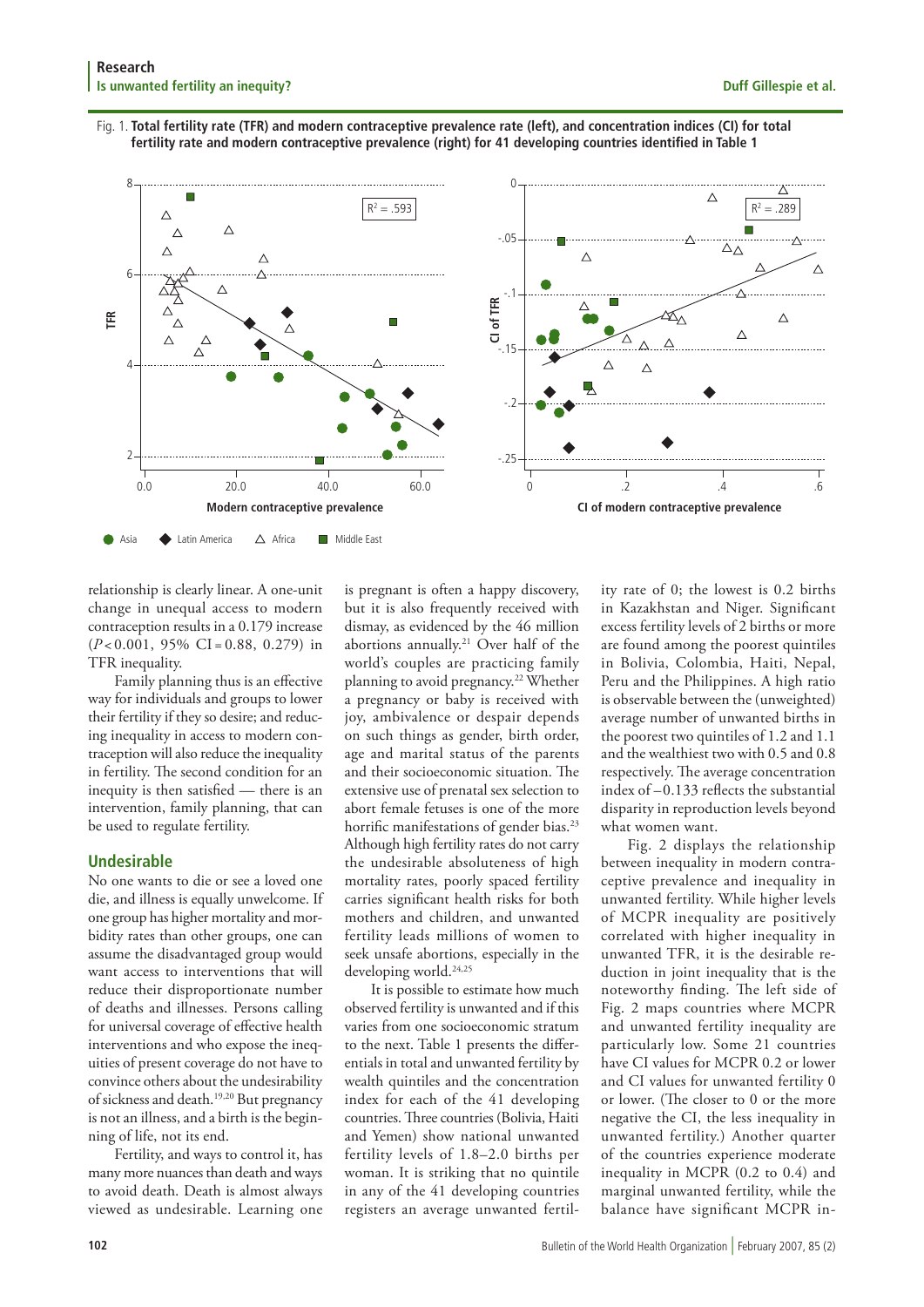Fig. 1. **Total fertility rate (TFR) and modern contraceptive prevalence rate (left), and concentration indices (CI) for total fertility rate and modern contraceptive prevalence (right) for 41 developing countries identified in Table 1**

relationship is clearly linear. A one-unit change in unequal access to modern contraception results in a 0.179 increase ($P < 0.001$, 95% CI = 0.88, 0.279) in TFR inequality.

Family planning thus is an effective way for individuals and groups to lower their fertility if they so desire; and reducing inequality in access to modern contraception will also reduce the inequality in fertility. The second condition for an inequity is then satisfied — there is an intervention, family planning, that can be used to regulate fertility.

## Undesirable

No one wants to die or see a loved one die, and illness is equally unwelcome. If one group has higher mortality and morbidity rates than other groups, one can assume the disadvantaged group would want access to interventions that will reduce their disproportionate number of deaths and illnesses. Persons calling for universal coverage of effective health interventions and who expose the inequities of present coverage do not have to convince others about the undesirability of sickness and death.[19,20] But pregnancy is not an illness, and a birth is the beginning of life, not its end.

Fertility, and ways to control it, has many more nuances than death and ways to avoid death. Death is almost always viewed as undesirable. Learning one is pregnant is often a happy discovery, but it is also frequently received with dismay, as evidenced by the 46 million abortions annually.[21] Over half of the world's couples are practicing family planning to avoid pregnancy.[22] Whether a pregnancy or baby is received with joy, ambivalence or despair depends on such things as gender, birth order, age and marital status of the parents and their socioeconomic situation. The extensive use of prenatal sex selection to abort female fetuses is one of the more horrific manifestations of gender bias.[23] Although high fertility rates do not carry the undesirable absoluteness of high mortality rates, poorly spaced fertility carries significant health risks for both mothers and children, and unwanted fertility leads millions of women to seek unsafe abortions, especially in the developing world.[24,25]

It is possible to estimate how much observed fertility is unwanted and if this varies from one socioeconomic stratum to the next. Table 1 presents the differentials in total and unwanted fertility by wealth quintiles and the concentration index for each of the 41 developing countries. Three countries (Bolivia, Haiti and Yemen) show national unwanted fertility levels of 1.8–2.0 births per woman. It is striking that no quintile in any of the 41 developing countries registers an average unwanted fertility rate of 0; the lowest is 0.2 births in Kazakhstan and Niger. Significant excess fertility levels of 2 births or more are found among the poorest quintiles in Bolivia, Colombia, Haiti, Nepal, Peru and the Philippines. A high ratio is observable between the (unweighted) average number of unwanted births in the poorest two quintiles of 1.2 and 1.1 and the wealthiest two with 0.5 and 0.8 respectively. The average concentration index of –0.133 reflects the substantial disparity in reproduction levels beyond what women want.

Fig. 2 displays the relationship between inequality in modern contraceptive prevalence and inequality in unwanted fertility. While higher levels of MCPR inequality are positively correlated with higher inequality in unwanted TFR, it is the desirable reduction in joint inequality that is the noteworthy finding. The left side of Fig. 2 maps countries where MCPR and unwanted fertility inequality are particularly low. Some 21 countries have CI values for MCPR 0.2 or lower and CI values for unwanted fertility 0 or lower. (The closer to 0 or the more negative the CI, the less inequality in unwanted fertility.) Another quarter of the countries experience moderate inequality in MCPR (0.2 to 0.4) and marginal unwanted fertility, while the balance have significant MCPR in-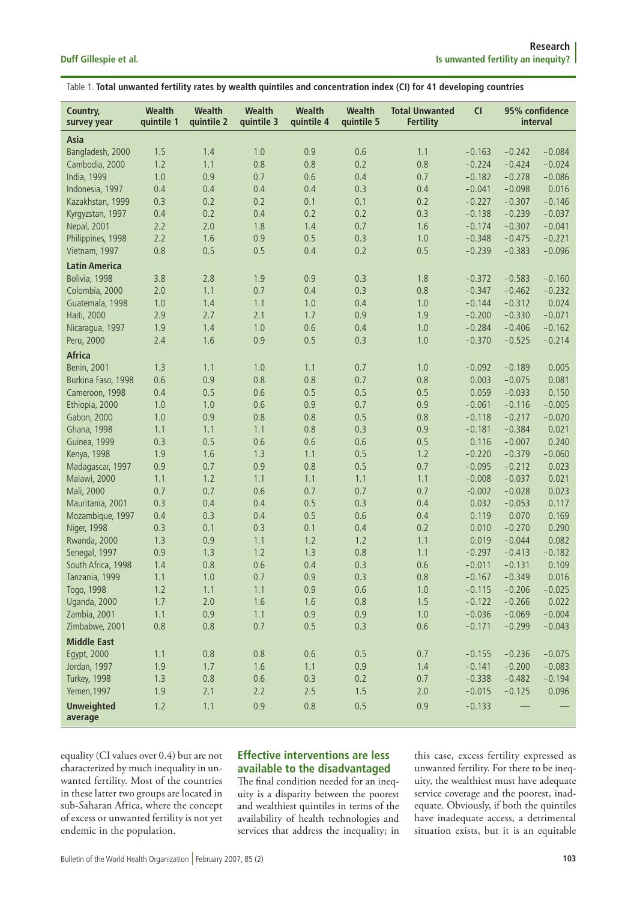Table 1. **Total unwanted fertility rates by wealth quintiles and concentration index (CI) for 41 developing countries**

| Country, survey year | Wealth quintile 1 | Wealth quintile 2 | Wealth quintile 3 | Wealth quintile 4 | Wealth quintile 5 | Total Unwanted Fertility | CI | 95% confidence interval | |
|---|---|---|---|---|---|---|---|---|---|
| **Asia** | | | | | | | | | |
| Bangladesh, 2000 | 1.5 | 1.4 | 1.0 | 0.9 | 0.6 | 1.1 | −0.163 | −0.242 | −0.084 |
| Cambodia, 2000 | 1.2 | 1.1 | 0.8 | 0.8 | 0.2 | 0.8 | −0.224 | −0.424 | −0.024 |
| India, 1999 | 1.0 | 0.9 | 0.7 | 0.6 | 0.4 | 0.7 | −0.182 | −0.278 | −0.086 |
| Indonesia, 1997 | 0.4 | 0.4 | 0.4 | 0.4 | 0.3 | 0.4 | −0.041 | −0.098 | 0.016 |
| Kazakhstan, 1999 | 0.3 | 0.2 | 0.2 | 0.1 | 0.1 | 0.2 | −0.227 | −0.307 | −0.146 |
| Kyrgyzstan, 1997 | 0.4 | 0.2 | 0.4 | 0.2 | 0.2 | 0.3 | −0.138 | −0.239 | −0.037 |
| Nepal, 2001 | 2.2 | 2.0 | 1.8 | 1.4 | 0.7 | 1.6 | −0.174 | −0.307 | −0.041 |
| Philippines, 1998 | 2.2 | 1.6 | 0.9 | 0.5 | 0.3 | 1.0 | −0.348 | −0.475 | −0.221 |
| Vietnam, 1997 | 0.8 | 0.5 | 0.5 | 0.4 | 0.2 | 0.5 | −0.239 | −0.383 | −0.096 |
| **Latin America** | | | | | | | | | |
| Bolivia, 1998 | 3.8 | 2.8 | 1.9 | 0.9 | 0.3 | 1.8 | −0.372 | −0.583 | −0.160 |
| Colombia, 2000 | 2.0 | 1.1 | 0.7 | 0.4 | 0.3 | 0.8 | −0.347 | −0.462 | −0.232 |
| Guatemala, 1998 | 1.0 | 1.4 | 1.1 | 1.0 | 0.4 | 1.0 | −0.144 | −0.312 | 0.024 |
| Haiti, 2000 | 2.9 | 2.7 | 2.1 | 1.7 | 0.9 | 1.9 | −0.200 | −0.330 | −0.071 |
| Nicaragua, 1997 | 1.9 | 1.4 | 1.0 | 0.6 | 0.4 | 1.0 | −0.284 | −0.406 | −0.162 |
| Peru, 2000 | 2.4 | 1.6 | 0.9 | 0.5 | 0.3 | 1.0 | −0.370 | −0.525 | −0.214 |
| **Africa** | | | | | | | | | |
| Benin, 2001 | 1.3 | 1.1 | 1.0 | 1.1 | 0.7 | 1.0 | −0.092 | −0.189 | 0.005 |
| Burkina Faso, 1998 | 0.6 | 0.9 | 0.8 | 0.8 | 0.7 | 0.8 | 0.003 | −0.075 | 0.081 |
| Cameroon, 1998 | 0.4 | 0.5 | 0.6 | 0.5 | 0.5 | 0.5 | 0.059 | −0.033 | 0.150 |
| Ethiopia, 2000 | 1.0 | 1.0 | 0.6 | 0.9 | 0.7 | 0.9 | −0.061 | −0.116 | −0.005 |
| Gabon, 2000 | 1.0 | 0.9 | 0.8 | 0.8 | 0.5 | 0.8 | −0.118 | −0.217 | −0.020 |
| Ghana, 1998 | 1.1 | 1.1 | 1.1 | 0.8 | 0.3 | 0.9 | −0.181 | −0.384 | 0.021 |
| Guinea, 1999 | 0.3 | 0.5 | 0.6 | 0.6 | 0.6 | 0.5 | 0.116 | −0.007 | 0.240 |
| Kenya, 1998 | 1.9 | 1.6 | 1.3 | 1.1 | 0.5 | 1.2 | −0.220 | −0.379 | −0.060 |
| Madagascar, 1997 | 0.9 | 0.7 | 0.9 | 0.8 | 0.5 | 0.7 | −0.095 | −0.212 | 0.023 |
| Malawi, 2000 | 1.1 | 1.2 | 1.1 | 1.1 | 1.1 | 1.1 | −0.008 | −0.037 | 0.021 |
| Mali, 2000 | 0.7 | 0.7 | 0.6 | 0.7 | 0.7 | 0.7 | −0.002 | −0.028 | 0.023 |
| Mauritania, 2001 | 0.3 | 0.4 | 0.4 | 0.5 | 0.3 | 0.4 | 0.032 | −0.053 | 0.117 |
| Mozambique, 1997 | 0.4 | 0.3 | 0.4 | 0.5 | 0.6 | 0.4 | 0.119 | 0.070 | 0.169 |
| Niger, 1998 | 0.3 | 0.1 | 0.3 | 0.1 | 0.4 | 0.2 | 0.010 | −0.270 | 0.290 |
| Rwanda, 2000 | 1.3 | 0.9 | 1.1 | 1.2 | 1.2 | 1.1 | 0.019 | −0.044 | 0.082 |
| Senegal, 1997 | 0.9 | 1.3 | 1.2 | 1.3 | 0.8 | 1.1 | −0.297 | −0.413 | −0.182 |
| South Africa, 1998 | 1.4 | 0.8 | 0.6 | 0.4 | 0.3 | 0.6 | −0.011 | −0.131 | 0.109 |
| Tanzania, 1999 | 1.1 | 1.0 | 0.7 | 0.9 | 0.3 | 0.8 | −0.167 | −0.349 | 0.016 |
| Togo, 1998 | 1.2 | 1.1 | 1.1 | 0.9 | 0.6 | 1.0 | −0.115 | −0.206 | −0.025 |
| Uganda, 2000 | 1.7 | 2.0 | 1.6 | 1.6 | 0.8 | 1.5 | −0.122 | −0.266 | 0.022 |
| Zambia, 2001 | 1.1 | 0.9 | 1.1 | 0.9 | 0.9 | 1.0 | −0.036 | −0.069 | −0.004 |
| Zimbabwe, 2001 | 0.8 | 0.8 | 0.7 | 0.5 | 0.3 | 0.6 | −0.171 | −0.299 | −0.043 |
| **Middle East** | | | | | | | | | |
| Egypt, 2000 | 1.1 | 0.8 | 0.8 | 0.6 | 0.5 | 0.7 | −0.155 | −0.236 | −0.075 |
| Jordan, 1997 | 1.9 | 1.7 | 1.6 | 1.1 | 0.9 | 1.4 | −0.141 | −0.200 | −0.083 |
| Turkey, 1998 | 1.3 | 0.8 | 0.6 | 0.3 | 0.2 | 0.7 | −0.338 | −0.482 | −0.194 |
| Yemen, 1997 | 1.9 | 2.1 | 2.2 | 2.5 | 1.5 | 2.0 | −0.015 | −0.125 | 0.096 |
| **Unweighted average** | 1.2 | 1.1 | 0.9 | 0.8 | 0.5 | 0.9 | −0.133 | — | — |

equality (CI values over 0.4) but are not characterized by much inequality in unwanted fertility. Most of the countries in these latter two groups are located in sub-Saharan Africa, where the concept of excess or unwanted fertility is not yet endemic in the population.

## Effective interventions are less available to the disadvantaged

The final condition needed for an inequity is a disparity between the poorest and wealthiest quintiles in terms of the availability of health technologies and services that address the inequality; in this case, excess fertility expressed as unwanted fertility. For there to be inequity, the wealthiest must have adequate service coverage and the poorest, inadequate. Obviously, if both the quintiles have inadequate access, a detrimental situation exists, but it is an equitable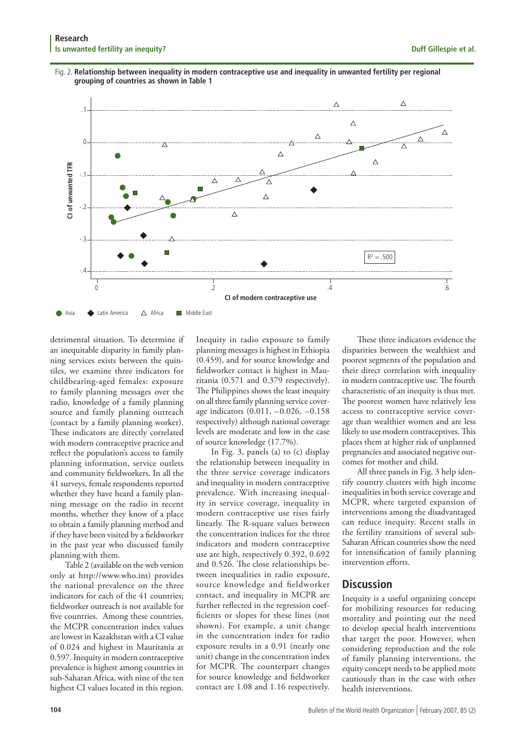Fig. 2. **Relationship between inequality in modern contraceptive use and inequality in unwanted fertility per regional grouping of countries as shown in Table 1**

detrimental situation. To determine if an inequitable disparity in family planning services exists between the quintiles, we examine three indicators for childbearing-aged females: exposure to family planning messages over the radio, knowledge of a family planning source and family planning outreach (contact by a family planning worker). These indicators are directly correlated with modern contraceptive practice and reflect the population's access to family planning information, service outlets and community fieldworkers. In all the 41 surveys, female respondents reported whether they have heard a family planning message on the radio in recent months, whether they know of a place to obtain a family planning method and if they have been visited by a fieldworker in the past year who discussed family planning with them.

Table 2 (available on the web version only at http://www.who.int) provides the national prevalence on the three indicators for each of the 41 countries; fieldworker outreach is not available for five countries. Among these countries, the MCPR concentration index values are lowest in Kazakhstan with a CI value of 0.024 and highest in Mauritania at 0.597. Inequity in modern contraceptive prevalence is highest among countries in sub-Saharan Africa, with nine of the ten highest CI values located in this region. Inequity in radio exposure to family planning messages is highest in Ethiopia (0.459), and for source knowledge and fieldworker contact is highest in Mauritania (0.571 and 0.379 respectively). The Philippines shows the least inequity on all three family planning service coverage indicators (0.011, −0.026, −0.158 respectively) although national coverage levels are moderate and low in the case of source knowledge (17.7%).

In Fig. 3, panels (a) to (c) display the relationship between inequality in the three service coverage indicators and inequality in modern contraceptive prevalence. With increasing inequality in service coverage, inequality in modern contraceptive use rises fairly linearly. The R-square values between the concentration indices for the three indicators and modern contraceptive use are high, respectively 0.392, 0.692 and 0.526. The close relationships between inequalities in radio exposure, source knowledge and fieldworker contact, and inequality in MCPR are further reflected in the regression coefficients or slopes for these lines (not shown). For example, a unit change in the concentration index for radio exposure results in a 0.91 (nearly one unit) change in the concentration index for MCPR. The counterpart changes for source knowledge and fieldworker contact are 1.08 and 1.16 respectively.

These three indicators evidence the disparities between the wealthiest and poorest segments of the population and their direct correlation with inequality in modern contraceptive use. The fourth characteristic of an inequity is thus met. The poorest women have relatively less access to contraceptive service coverage than wealthier women and are less likely to use modern contraceptives. This places them at higher risk of unplanned pregnancies and associated negative outcomes for mother and child.

All three panels in Fig. 3 help identify country clusters with high income inequalities in both service coverage and MCPR, where targeted expansion of interventions among the disadvantaged can reduce inequity. Recent stalls in the fertility transitions of several sub-Saharan African countries show the need for intensification of family planning intervention efforts.

## Discussion

Inequity is a useful organizing concept for mobilizing resources for reducing mortality and pointing out the need to develop special health interventions that target the poor. However, when considering reproduction and the role of family planning interventions, the equity concept needs to be applied more cautiously than in the case with other health interventions.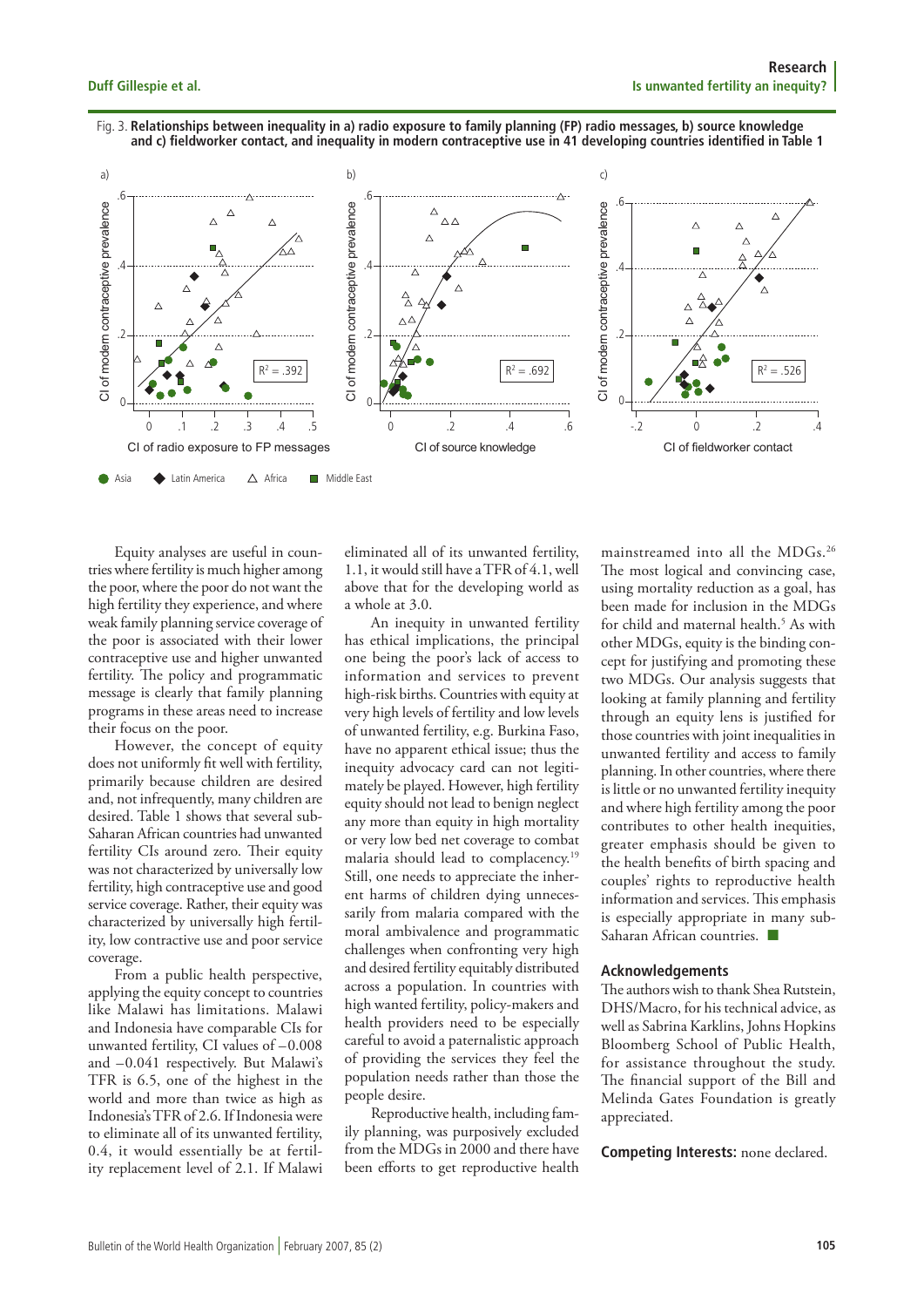Fig. 3. **Relationships between inequality in a) radio exposure to family planning (FP) radio messages, b) source knowledge and c) fieldworker contact, and inequality in modern contraceptive use in 41 developing countries identified in Table 1**

Equity analyses are useful in countries where fertility is much higher among the poor, where the poor do not want the high fertility they experience, and where weak family planning service coverage of the poor is associated with their lower contraceptive use and higher unwanted fertility. The policy and programmatic message is clearly that family planning programs in these areas need to increase their focus on the poor.

However, the concept of equity does not uniformly fit well with fertility, primarily because children are desired and, not infrequently, many children are desired. Table 1 shows that several sub-Saharan African countries had unwanted fertility CIs around zero. Their equity was not characterized by universally low fertility, high contraceptive use and good service coverage. Rather, their equity was characterized by universally high fertility, low contractive use and poor service coverage.

From a public health perspective, applying the equity concept to countries like Malawi has limitations. Malawi and Indonesia have comparable CIs for unwanted fertility, CI values of –0.008 and –0.041 respectively. But Malawi's TFR is 6.5, one of the highest in the world and more than twice as high as Indonesia's TFR of 2.6. If Indonesia were to eliminate all of its unwanted fertility, 0.4, it would essentially be at fertility replacement level of 2.1. If Malawi eliminated all of its unwanted fertility, 1.1, it would still have a TFR of 4.1, well above that for the developing world as a whole at 3.0.

An inequity in unwanted fertility has ethical implications, the principal one being the poor's lack of access to information and services to prevent high-risk births. Countries with equity at very high levels of fertility and low levels of unwanted fertility, e.g. Burkina Faso, have no apparent ethical issue; thus the inequity advocacy card can not legitimately be played. However, high fertility equity should not lead to benign neglect any more than equity in high mortality or very low bed net coverage to combat malaria should lead to complacency.[19] Still, one needs to appreciate the inherent harms of children dying unnecessarily from malaria compared with the moral ambivalence and programmatic challenges when confronting very high and desired fertility equitably distributed across a population. In countries with high wanted fertility, policy-makers and health providers need to be especially careful to avoid a paternalistic approach of providing the services they feel the population needs rather than those the people desire.

Reproductive health, including family planning, was purposively excluded from the MDGs in 2000 and there have been efforts to get reproductive health mainstreamed into all the MDGs.[26] The most logical and convincing case, using mortality reduction as a goal, has been made for inclusion in the MDGs for child and maternal health.[5] As with other MDGs, equity is the binding concept for justifying and promoting these two MDGs. Our analysis suggests that looking at family planning and fertility through an equity lens is justified for those countries with joint inequalities in unwanted fertility and access to family planning. In other countries, where there is little or no unwanted fertility inequity and where high fertility among the poor contributes to other health inequities, greater emphasis should be given to the health benefits of birth spacing and couples' rights to reproductive health information and services. This emphasis is especially appropriate in many sub-Saharan African countries. ■

## Acknowledgements

The authors wish to thank Shea Rutstein, DHS/Macro, for his technical advice, as well as Sabrina Karklins, Johns Hopkins Bloomberg School of Public Health, for assistance throughout the study. The financial support of the Bill and Melinda Gates Foundation is greatly appreciated.

**Competing Interests:** none declared.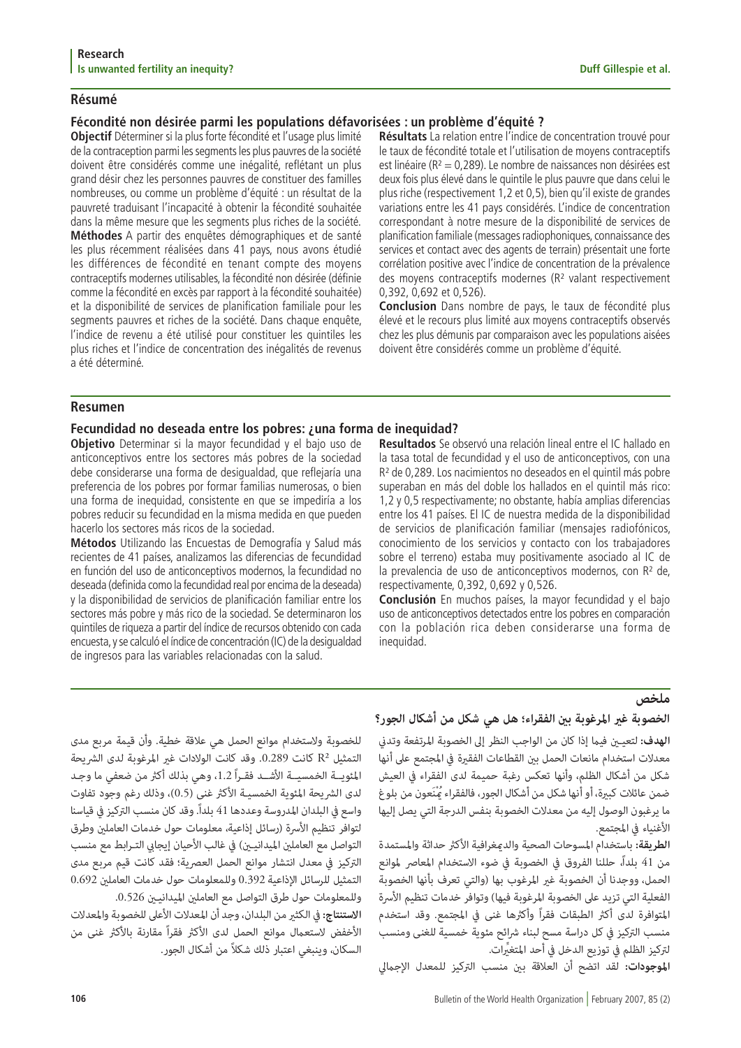## Résumé

### Fécondité non désirée parmi les populations défavorisées : un problème d'équité ?

**Objectif** Déterminer si la plus forte fécondité et l'usage plus limité de la contraception parmi les segments les plus pauvres de la société doivent être considérés comme une inégalité, reflétant un plus grand désir chez les personnes pauvres de constituer des familles nombreuses, ou comme un problème d'équité : un résultat de la pauvreté traduisant l'incapacité à obtenir la fécondité souhaitée dans la même mesure que les segments plus riches de la société.

**Méthodes** A partir des enquêtes démographiques et de santé les plus récemment réalisées dans 41 pays, nous avons étudié les différences de fécondité en tenant compte des moyens contraceptifs modernes utilisables, la fécondité non désirée (définie comme la fécondité en excès par rapport à la fécondité souhaitée) et la disponibilité de services de planification familiale pour les segments pauvres et riches de la société. Dans chaque enquête, l'indice de revenu a été utilisé pour constituer les quintiles les plus riches et l'indice de concentration des inégalités de revenus a été déterminé.

**Résultats** La relation entre l'indice de concentration trouvé pour le taux de fécondité totale et l'utilisation de moyens contraceptifs est linéaire ($R^2 = 0,289$). Le nombre de naissances non désirées est deux fois plus élevé dans le quintile le plus pauvre que dans celui le plus riche (respectivement 1,2 et 0,5), bien qu'il existe de grandes variations entre les 41 pays considérés. L'indice de concentration correspondant à notre mesure de la disponibilité de services de planification familiale (messages radiophoniques, connaissance des services et contact avec des agents de terrain) présentait une forte corrélation positive avec l'indice de concentration de la prévalence des moyens contraceptifs modernes ($R^2$ valant respectivement 0,392, 0,692 et 0,526).

**Conclusion** Dans nombre de pays, le taux de fécondité plus élevé et le recours plus limité aux moyens contraceptifs observés chez les plus démunis par comparaison avec les populations aisées doivent être considérés comme un problème d'équité.

## Resumen

### Fecundidad no deseada entre los pobres: ¿una forma de inequidad?

**Objetivo** Determinar si la mayor fecundidad y el bajo uso de anticonceptivos entre los sectores más pobres de la sociedad debe considerarse una forma de desigualdad, que reflejaría una preferencia de los pobres por formar familias numerosas, o bien una forma de inequidad, consistente en que se impediría a los pobres reducir su fecundidad en la misma medida en que pueden hacerlo los sectores más ricos de la sociedad.

**Métodos** Utilizando las Encuestas de Demografía y Salud más recientes de 41 países, analizamos las diferencias de fecundidad en función del uso de anticonceptivos modernos, la fecundidad no deseada (definida como la fecundidad real por encima de la deseada) y la disponibilidad de servicios de planificación familiar entre los sectores más pobre y más rico de la sociedad. Se determinaron los quintiles de riqueza a partir del índice de recursos obtenido con cada encuesta, y se calculó el índice de concentración (IC) de la desigualdad de ingresos para las variables relacionadas con la salud.

**Resultados** Se observó una relación lineal entre el IC hallado en la tasa total de fecundidad y el uso de anticonceptivos, con una $R^2$ de 0,289. Los nacimientos no deseados en el quintil más pobre superaban en más del doble los hallados en el quintil más rico: 1,2 y 0,5 respectivamente; no obstante, había amplias diferencias entre los 41 países. El IC de nuestra medida de la disponibilidad de servicios de planificación familiar (mensajes radiofónicos, conocimiento de los servicios y contacto con los trabajadores sobre el terreno) estaba muy positivamente asociado al IC de la prevalencia de uso de anticonceptivos modernos, con $R^2$ de, respectivamente, 0,392, 0,692 y 0,526.

**Conclusión** En muchos países, la mayor fecundidad y el bajo uso de anticonceptivos detectados entre los pobres en comparación con la población rica deben considerarse una forma de inequidad.

## ملخص

### الخصوبة غير المرغوبة بين الفقراء؛ هل هي شكل من أشكال الجور؟

**الهدف:** لتعيين فيما إذا كان من الواجب النظر إلى الخصوبة المرتفعة وتدني معدلات استخدام مانعات الحمل بين القطاعات الفقيرة في المجتمع على أنها شكل من أشكال الظلم، وأنها تعكس رغبة حميمة لدى الفقراء في العيش ضمن عائلات كبيرة، أو أنها شكل من أشكال الجور، فالفقراء يُمْنَعون من بلوغ ما يرغبون الوصول إليه من معدلات الخصوبة بنفس الدرجة التي يصل إليها الأغنياء في المجتمع.

**الطريقة:** باستخدام المسوحات الصحية والديمغرافية الأكثر حداثة والمستمدة من 41 بلداً، حللنا الفروق في الخصوبة في ضوء الاستخدام المعاصر لموانع الحمل، ووجدنا أن الخصوبة غير المرغوب بها (والتي تعرف بأنها الخصوبة الفعلية التي تزيد على الخصوبة المرغوبة فيها) وتوافر خدمات تنظيم الأسرة المتوافرة لدى أكثر الطبقات فقراً وأكثرها غنى في المجتمع. وقد استخدم منسب التركيز في كل دراسة مسح لبناء شرائح مئوية خمسية للغنى ومنسب لتركيز الظلم في توزيع الدخل في أحد المتغيِّرات.

**الموجودات:** لقد اتضح أن العلاقة بين منسب التركيز للمعدل الإجمالي للخصوبة ولاستخدام موانع الحمل هي علاقة خطية. وأن قيمة مربع مدى التمثيل $R^2$ كانت 0.289. وقد كانت الولادات غير المرغوبة لدى الشريحة المئويـة الخمسيـة الأشـد فقـراً 1.2، وهي بذلك أكثر من ضعفي ما وجد لدى الشريحة المئوية الخمسيـة الأكثر غنى (0.5)، وذلك رغم وجود تفاوت واسع في البلدان المدروسة وعددها 41 بلداً. وقد كان منسب التركيز في قياسنا لتوافر تنظيم الأسرة (رسائل إذاعية، معلومات حول خدمات العاملين وطرق التواصل مع العاملين الميدانيين) في غالب الأحيان إيجابي الترابط مع منسب التركيز في معدل انتشار موانع الحمل العصرية؛ فقد كانت قيم مربع مدى التمثيل للرسائل الإذاعية 0.392 وللمعلومات حول خدمات العاملين 0.692 وللمعلومات حول طرق التواصل مع العاملين الميدانيين 0.526.

**الاستنتاج:** في الكثير من البلدان، وجد أن المعدلات الأعلى للخصوبة والمعدلات الأخفض لاستعمال موانع الحمل لدى الأكثر فقراً مقارنة بالأكثر غنى من السكان، وينبغي اعتبار ذلك شكلاً من أشكال الجور.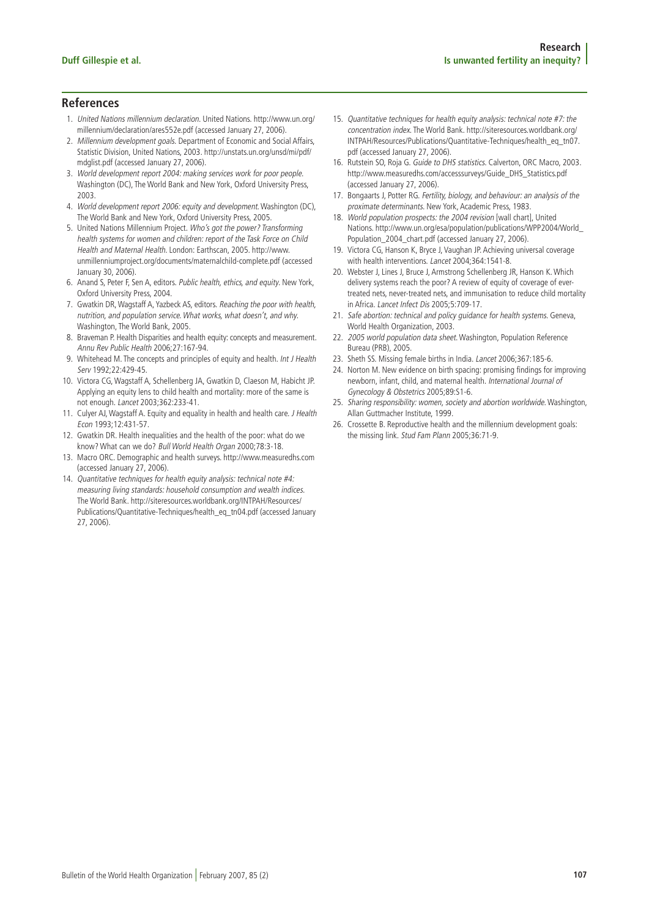## References

1. *United Nations millennium declaration*. United Nations. http://www.un.org/millennium/declaration/ares552e.pdf (accessed January 27, 2006).
2. *Millennium development goals*. Department of Economic and Social Affairs, Statistic Division, United Nations, 2003. http://unstats.un.org/unsd/mi/pdf/mdglist.pdf (accessed January 27, 2006).
3. *World development report 2004: making services work for poor people*. Washington (DC), The World Bank and New York, Oxford University Press, 2003.
4. *World development report 2006: equity and development*. Washington (DC), The World Bank and New York, Oxford University Press, 2005.
5. United Nations Millennium Project. *Who's got the power? Transforming health systems for women and children: report of the Task Force on Child Health and Maternal Health*. London: Earthscan, 2005. http://www.unmillenniumproject.org/documents/maternalchild-complete.pdf (accessed January 30, 2006).
6. Anand S, Peter F, Sen A, editors. *Public health, ethics, and equity*. New York, Oxford University Press, 2004.
7. Gwatkin DR, Wagstaff A, Yazbeck AS, editors. *Reaching the poor with health, nutrition, and population service. What works, what doesn't, and why*. Washington, The World Bank, 2005.
8. Braveman P. Health Disparities and health equity: concepts and measurement. *Annu Rev Public Health* 2006;27:167-94.
9. Whitehead M. The concepts and principles of equity and health. *Int J Health Serv* 1992;22:429-45.
10. Victora CG, Wagstaff A, Schellenberg JA, Gwatkin D, Claeson M, Habicht JP. Applying an equity lens to child health and mortality: more of the same is not enough. *Lancet* 2003;362:233-41.
11. Culyer AJ, Wagstaff A. Equity and equality in health and health care. *J Health Econ* 1993;12:431-57.
12. Gwatkin DR. Health inequalities and the health of the poor: what do we know? What can we do? *Bull World Health Organ* 2000;78:3-18.
13. Macro ORC. Demographic and health surveys. http://www.measuredhs.com (accessed January 27, 2006).
14. *Quantitative techniques for health equity analysis: technical note #4: measuring living standards: household consumption and wealth indices*. The World Bank. http://siteresources.worldbank.org/INTPAH/Resources/Publications/Quantitative-Techniques/health_eq_tn04.pdf (accessed January 27, 2006).
15. *Quantitative techniques for health equity analysis: technical note #7: the concentration index*. The World Bank. http://siteresources.worldbank.org/INTPAH/Resources/Publications/Quantitative-Techniques/health_eq_tn07.pdf (accessed January 27, 2006).
16. Rutstein SO, Roja G. *Guide to DHS statistics*. Calverton, ORC Macro, 2003. http://www.measuredhs.com/accesssurveys/Guide_DHS_Statistics.pdf (accessed January 27, 2006).
17. Bongaarts J, Potter RG. *Fertility, biology, and behaviour: an analysis of the proximate determinants*. New York, Academic Press, 1983.
18. *World population prospects: the 2004 revision* [wall chart], United Nations. http://www.un.org/esa/population/publications/WPP2004/World_Population_2004_chart.pdf (accessed January 27, 2006).
19. Victora CG, Hanson K, Bryce J, Vaughan JP. Achieving universal coverage with health interventions. *Lancet* 2004;364:1541-8.
20. Webster J, Lines J, Bruce J, Armstrong Schellenberg JR, Hanson K. Which delivery systems reach the poor? A review of equity of coverage of ever-treated nets, never-treated nets, and immunisation to reduce child mortality in Africa. *Lancet Infect Dis* 2005;5:709-17.
21. *Safe abortion: technical and policy guidance for health systems*. Geneva, World Health Organization, 2003.
22. *2005 world population data sheet*. Washington, Population Reference Bureau (PRB), 2005.
23. Sheth SS. Missing female births in India. *Lancet* 2006;367:185-6.
24. Norton M. New evidence on birth spacing: promising findings for improving newborn, infant, child, and maternal health. *International Journal of Gynecology & Obstetrics* 2005;89:S1-6.
25. *Sharing responsibility: women, society and abortion worldwide*. Washington, Allan Guttmacher Institute, 1999.
26. Crossette B. Reproductive health and the millennium development goals: the missing link. *Stud Fam Plann* 2005;36:71-9.